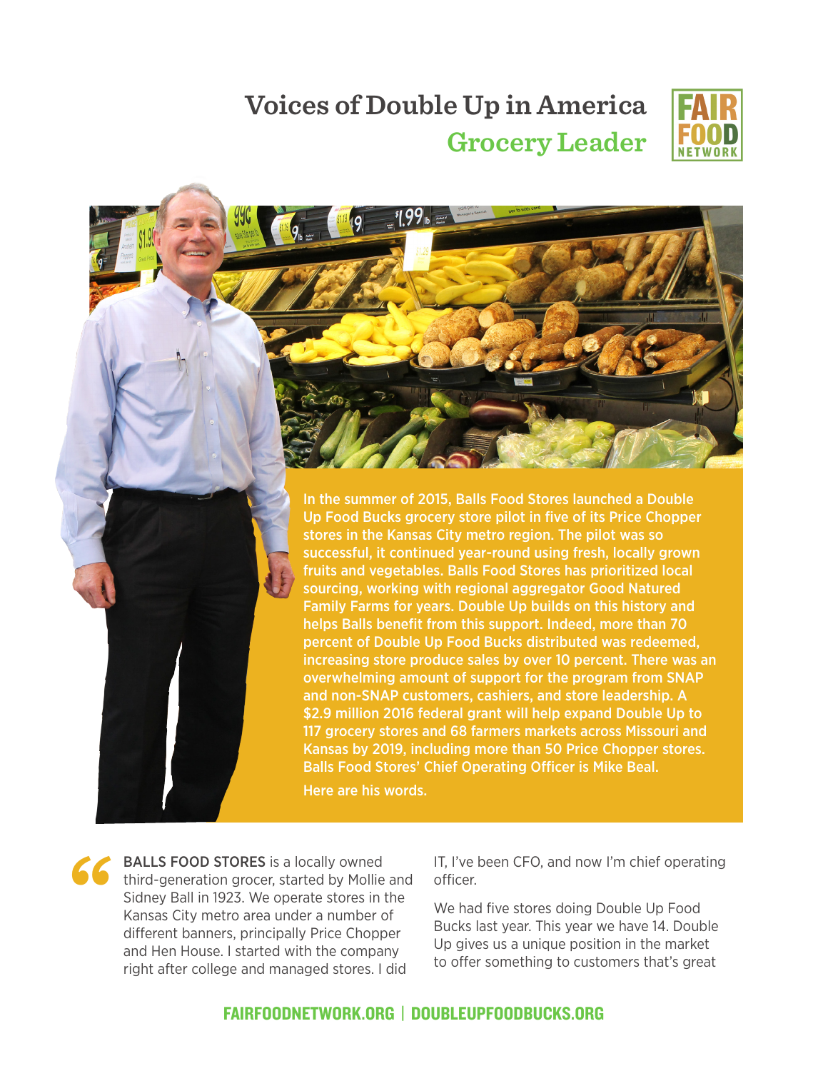# Voices of Double Up in America

## Grocery Leader

In the summer of 2015, Balls Food Stores launched a Double Up Food Bucks grocery store pilot in five of its Price Chopper stores in the Kansas City metro region. The pilot was so successful, it continued year-round using fresh, locally grown fruits and vegetables. Balls Food Stores has prioritized local sourcing, working with regional aggregator Good Natured Family Farms for years. Double Up builds on this history and helps Balls benefit from this support. Indeed, more than 70 percent of Double Up Food Bucks distributed was redeemed, increasing store produce sales by over 10 percent. There was an overwhelming amount of support for the program from SNAP and non-SNAP customers, cashiers, and store leadership. A $2.9 million 2016 federal grant will help expand Double Up to 117 grocery stores and 68 farmers markets across Missouri and Kansas by 2019, including more than 50 Price Chopper stores. Balls Food Stores' Chief Operating Officer is Mike Beal.

Here are his words.

"BALLS FOOD STORES is a locally owned third-generation grocer, started by Mollie and Sidney Ball in 1923. We operate stores in the Kansas City metro area under a number of different banners, principally Price Chopper and Hen House. I started with the company right after college and managed stores. I did IT, I've been CFO, and now I'm chief operating officer.

We had five stores doing Double Up Food Bucks last year. This year we have 14. Double Up gives us a unique position in the market to offer something to customers that's great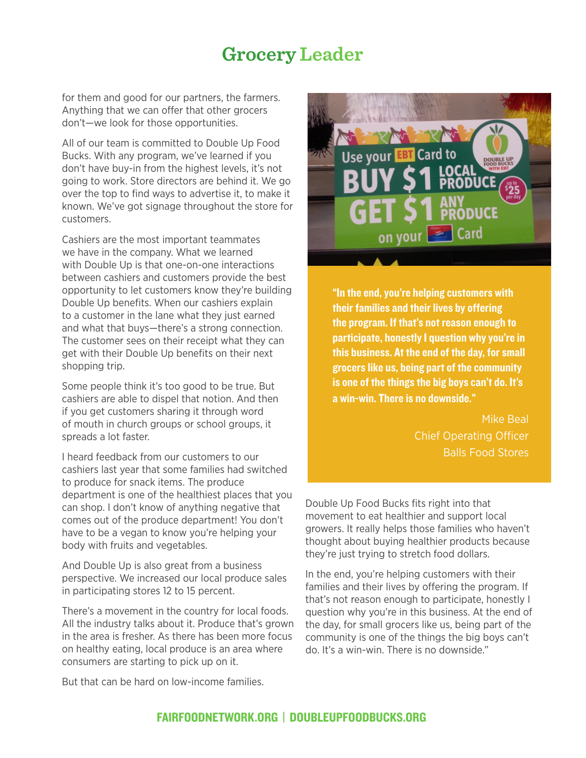# Grocery Leader

for them and good for our partners, the farmers. Anything that we can offer that other grocers don't—we look for those opportunities.

All of our team is committed to Double Up Food Bucks. With any program, we've learned if you don't have buy-in from the highest levels, it's not going to work. Store directors are behind it. We go over the top to find ways to advertise it, to make it known. We've got signage throughout the store for customers.

Cashiers are the most important teammates we have in the company. What we learned with Double Up is that one-on-one interactions between cashiers and customers provide the best opportunity to let customers know they're building Double Up benefits. When our cashiers explain to a customer in the lane what they just earned and what that buys—there's a strong connection. The customer sees on their receipt what they can get with their Double Up benefits on their next shopping trip.

Some people think it's too good to be true. But cashiers are able to dispel that notion. And then if you get customers sharing it through word of mouth in church groups or school groups, it spreads a lot faster.

I heard feedback from our customers to our cashiers last year that some families had switched to produce for snack items. The produce department is one of the healthiest places that you can shop. I don't know of anything negative that comes out of the produce department! You don't have to be a vegan to know you're helping your body with fruits and vegetables.

And Double Up is also great from a business perspective. We increased our local produce sales in participating stores 12 to 15 percent.

There's a movement in the country for local foods. All the industry talks about it. Produce that's grown in the area is fresher. As there has been more focus on healthy eating, local produce is an area where consumers are starting to pick up on it.

But that can be hard on low-income families.

**"In the end, you're helping customers with their families and their lives by offering the program. If that's not reason enough to participate, honestly I question why you're in this business. At the end of the day, for small grocers like us, being part of the community is one of the things the big boys can't do. It's a win-win. There is no downside."**

Mike Beal
Chief Operating Officer
Balls Food Stores

Double Up Food Bucks fits right into that movement to eat healthier and support local growers. It really helps those families who haven't thought about buying healthier products because they're just trying to stretch food dollars.

In the end, you're helping customers with their families and their lives by offering the program. If that's not reason enough to participate, honestly I question why you're in this business. At the end of the day, for small grocers like us, being part of the community is one of the things the big boys can't do. It's a win-win. There is no downside."

FAIRFOODNETWORK.ORG | DOUBLEUPFOODBUCKS.ORG